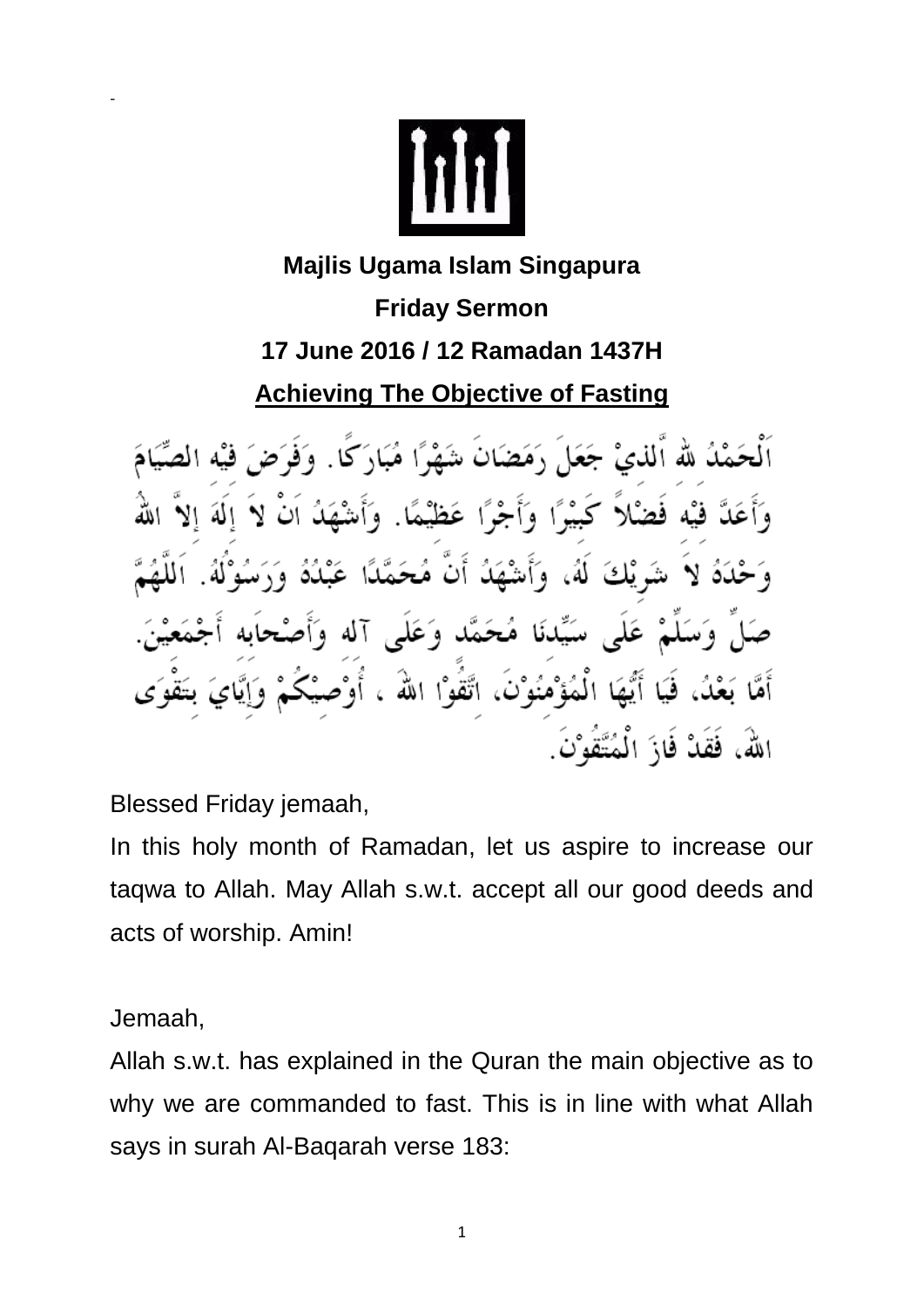**Majlis Ugama Islam Singapura**

**Friday Sermon**

**17 June 2016 / 12 Ramadan 1437H**

# Achieving The Objective of Fasting

اَلْحَمْدُ للهِ ٱلَّذِيْ جَعَلَ رَمَضَانَ شَهْرًا مُبَارَكًا. وَفَرَضَ فِيْهِ الصِّيَامَ وَأَعَدَّ فِيْهِ فَضْلاً كَبِيْرًا وَأَجْرًا عَظِيْمًا. وَأَشْهَدُ اَنْ لاَ إِلَهَ إِلاَّ اللهُ وَحْدَهُ لاَ شَرِيْكَ لَهُ، وَأَشْهَدُ أَنَّ مُحَمَّدًا عَبْدُهُ وَرَسُوْلُهُ. اَللَّهُمَّ صَلِّ وَسَلِّمْ عَلَى سَيِّدِنَا مُحَمَّد وَعَلَى آلِه وَأَصْحَابِه أَجْمَعِيْنَ. أَمَّا بَعْدُ، فَيَا أَيُّهَا الْمُؤْمِنُوْنَ، اتَّقُوْا اللهَ ، أُوْصِيْكُمْ وَإِيَّايَ بِتَقْوَى اللهِ، فَقَدْ فَازَ الْمُتَّقُوْنَ.

Blessed Friday jemaah,

In this holy month of Ramadan, let us aspire to increase our taqwa to Allah. May Allah s.w.t. accept all our good deeds and acts of worship. Amin!

Jemaah,

Allah s.w.t. has explained in the Quran the main objective as to why we are commanded to fast. This is in line with what Allah says in surah Al-Baqarah verse 183: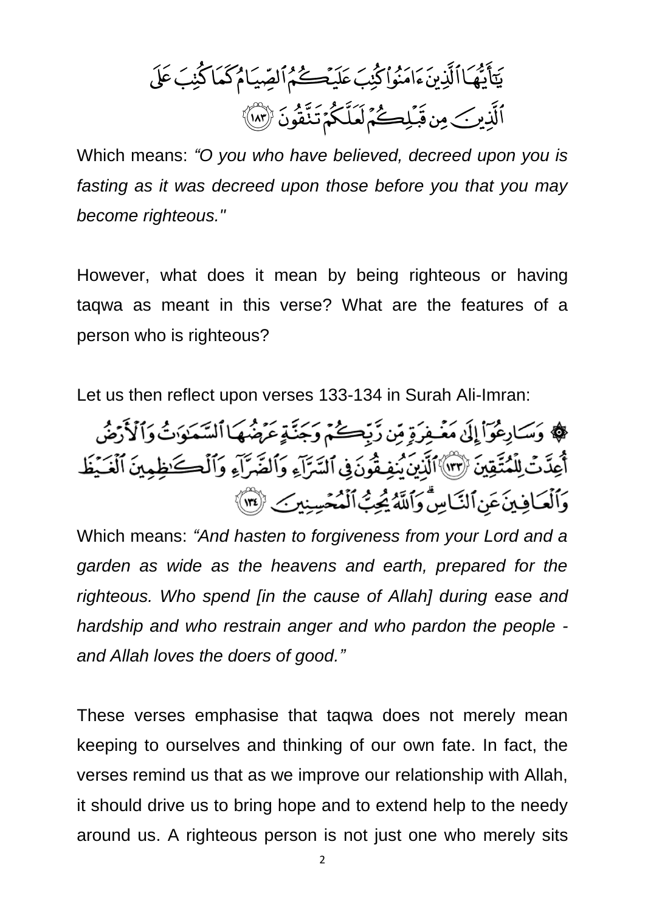يَٰٓأَيُّهَا ٱلَّذِينَ ءَامَنُواْ كُتِبَ عَلَيۡكُمُ ٱلصِّيَامُ كَمَا كُتِبَ عَلَى ٱلَّذِينَ مِن قَبۡلِكُمۡ لَعَلَّكُمۡ تَتَّقُونَ ١٨٣

Which means: *"O you who have believed, decreed upon you is fasting as it was decreed upon those before you that you may become righteous."*

However, what does it mean by being righteous or having taqwa as meant in this verse? What are the features of a person who is righteous?

Let us then reflect upon verses 133-134 in Surah Ali-Imran:

۞ وَسَارِعُوٓاْ إِلَىٰ مَغۡفِرَةٖ مِّن رَّبِّكُمۡ وَجَنَّةٍ عَرۡضُهَا ٱلسَّمَٰوَٰتُ وَٱلۡأَرۡضُ أُعِدَّتۡ لِلۡمُتَّقِينَ ١٣٣ ٱلَّذِينَ يُنفِقُونَ فِي ٱلسَّرَّآءِ وَٱلضَّرَّآءِ وَٱلۡكَٰظِمِينَ ٱلۡغَيۡظَ وَٱلۡعَافِينَ عَنِ ٱلنَّاسِۗ وَٱللَّهُ يُحِبُّ ٱلۡمُحۡسِنِينَ ١٣٤

Which means: *"And hasten to forgiveness from your Lord and a garden as wide as the heavens and earth, prepared for the righteous. Who spend [in the cause of Allah] during ease and hardship and who restrain anger and who pardon the people - and Allah loves the doers of good."*

These verses emphasise that taqwa does not merely mean keeping to ourselves and thinking of our own fate. In fact, the verses remind us that as we improve our relationship with Allah, it should drive us to bring hope and to extend help to the needy around us. A righteous person is not just one who merely sits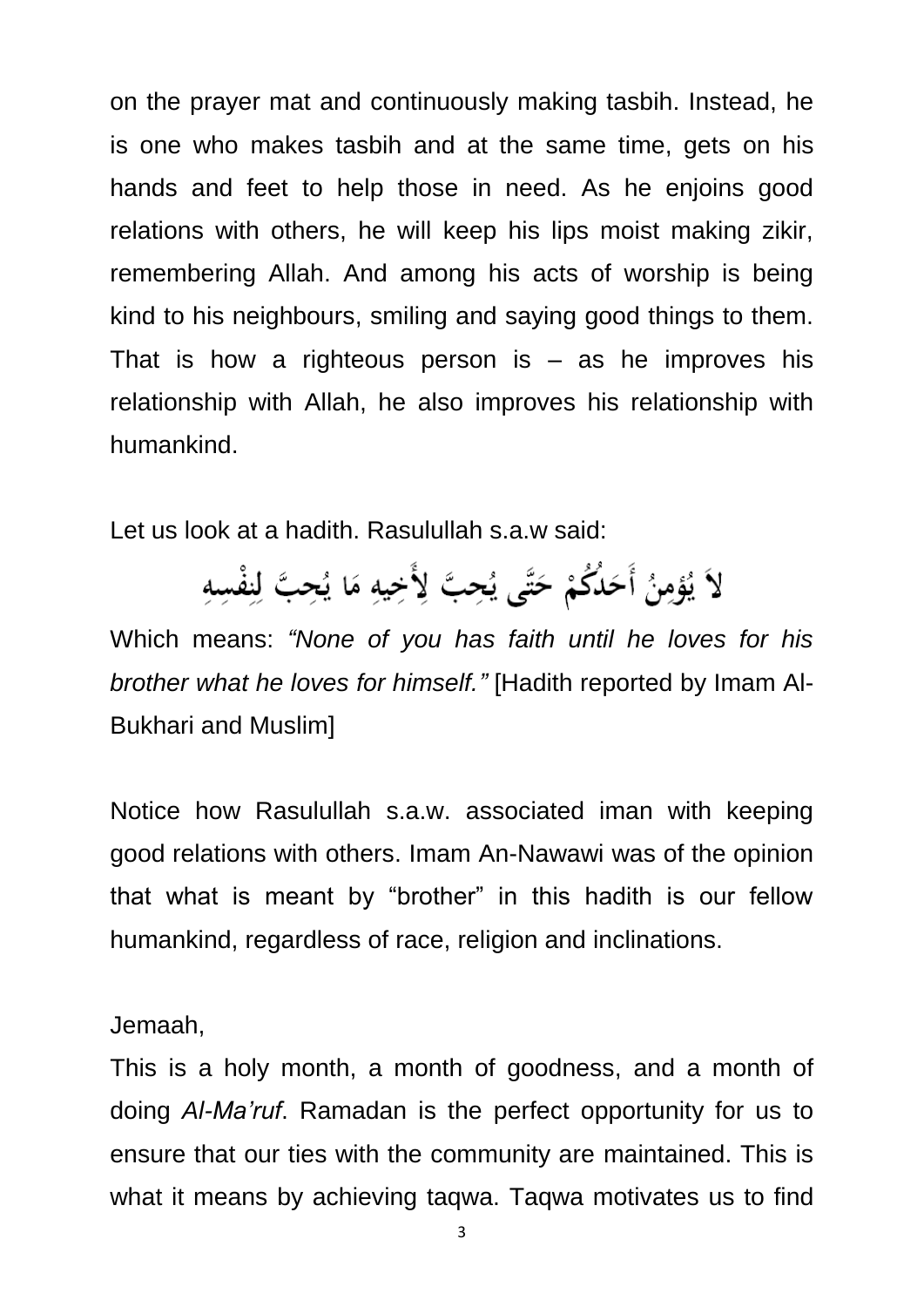on the prayer mat and continuously making tasbih. Instead, he is one who makes tasbih and at the same time, gets on his hands and feet to help those in need. As he enjoins good relations with others, he will keep his lips moist making zikir, remembering Allah. And among his acts of worship is being kind to his neighbours, smiling and saying good things to them. That is how a righteous person is – as he improves his relationship with Allah, he also improves his relationship with humankind.

Let us look at a hadith. Rasulullah s.a.w said:

لاَ يُؤْمِنُ أَحَدُكُمْ حَتَّى يُحِبَّ لِأَخِيهِ مَا يُحِبَّ لِنفْسِهِ

Which means: *"None of you has faith until he loves for his brother what he loves for himself."* [Hadith reported by Imam Al-Bukhari and Muslim]

Notice how Rasulullah s.a.w. associated iman with keeping good relations with others. Imam An-Nawawi was of the opinion that what is meant by "brother" in this hadith is our fellow humankind, regardless of race, religion and inclinations.

Jemaah,

This is a holy month, a month of goodness, and a month of doing *Al-Ma'ruf*. Ramadan is the perfect opportunity for us to ensure that our ties with the community are maintained. This is what it means by achieving taqwa. Taqwa motivates us to find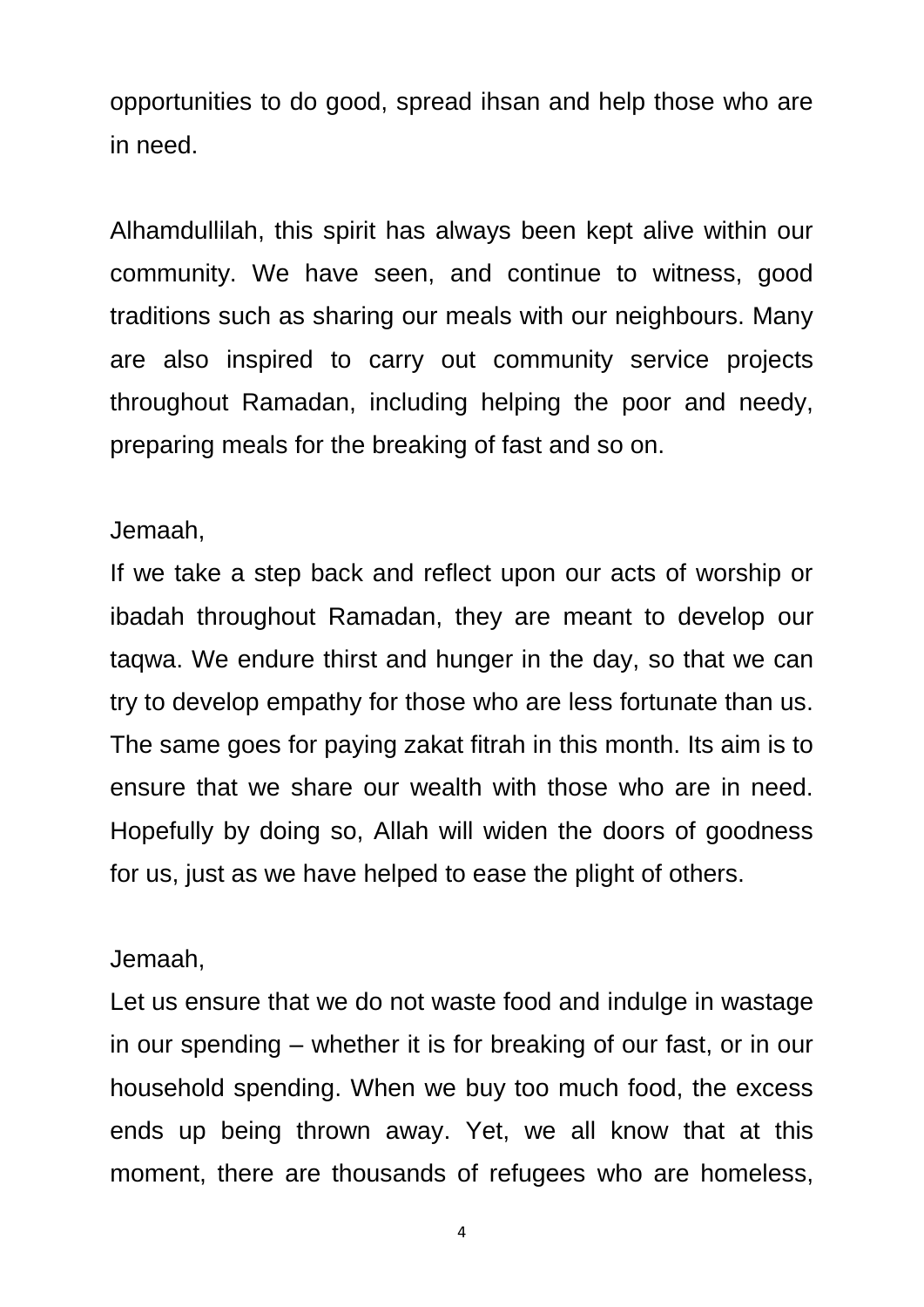opportunities to do good, spread ihsan and help those who are in need.

Alhamdullilah, this spirit has always been kept alive within our community. We have seen, and continue to witness, good traditions such as sharing our meals with our neighbours. Many are also inspired to carry out community service projects throughout Ramadan, including helping the poor and needy, preparing meals for the breaking of fast and so on.

Jemaah,
If we take a step back and reflect upon our acts of worship or ibadah throughout Ramadan, they are meant to develop our taqwa. We endure thirst and hunger in the day, so that we can try to develop empathy for those who are less fortunate than us. The same goes for paying zakat fitrah in this month. Its aim is to ensure that we share our wealth with those who are in need. Hopefully by doing so, Allah will widen the doors of goodness for us, just as we have helped to ease the plight of others.

Jemaah,
Let us ensure that we do not waste food and indulge in wastage in our spending – whether it is for breaking of our fast, or in our household spending. When we buy too much food, the excess ends up being thrown away. Yet, we all know that at this moment, there are thousands of refugees who are homeless,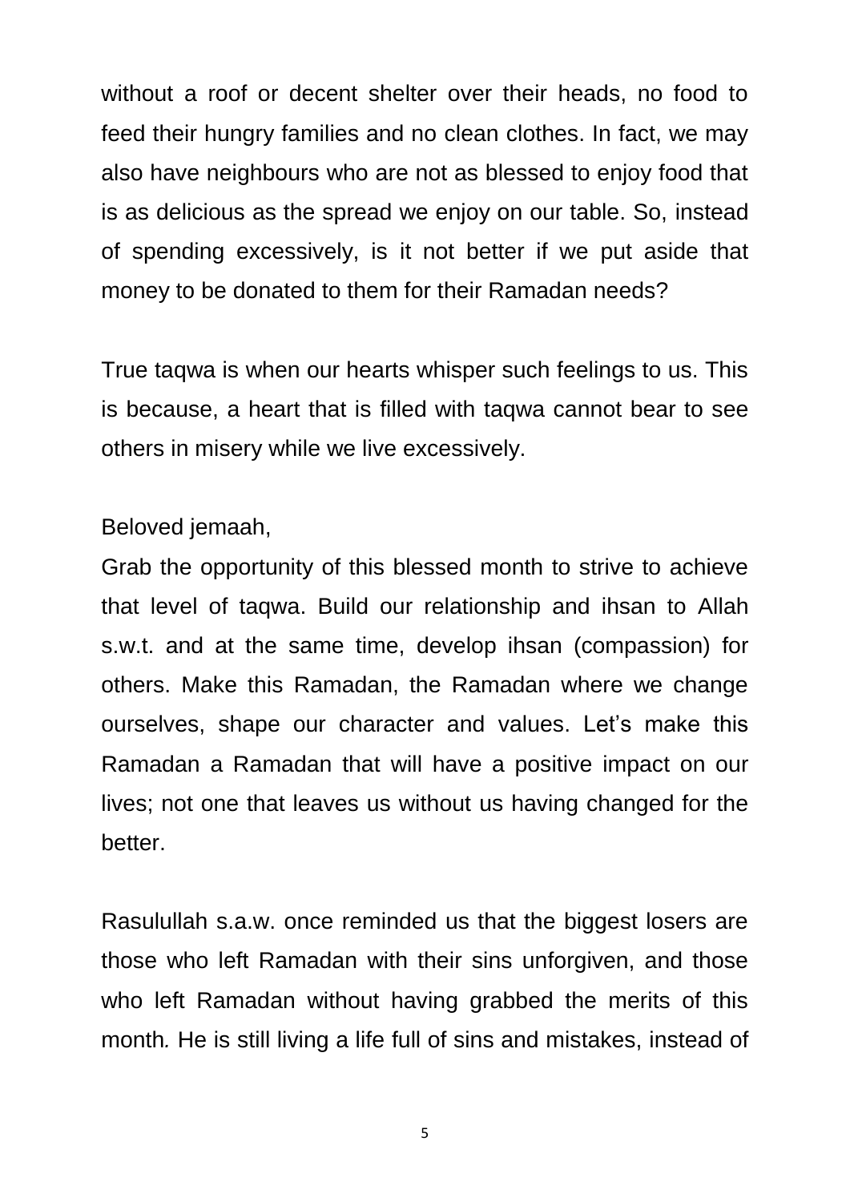without a roof or decent shelter over their heads, no food to feed their hungry families and no clean clothes. In fact, we may also have neighbours who are not as blessed to enjoy food that is as delicious as the spread we enjoy on our table. So, instead of spending excessively, is it not better if we put aside that money to be donated to them for their Ramadan needs?

True taqwa is when our hearts whisper such feelings to us. This is because, a heart that is filled with taqwa cannot bear to see others in misery while we live excessively.

Beloved jemaah,

Grab the opportunity of this blessed month to strive to achieve that level of taqwa. Build our relationship and ihsan to Allah s.w.t. and at the same time, develop ihsan (compassion) for others. Make this Ramadan, the Ramadan where we change ourselves, shape our character and values. Let's make this Ramadan a Ramadan that will have a positive impact on our lives; not one that leaves us without us having changed for the better.

Rasulullah s.a.w. once reminded us that the biggest losers are those who left Ramadan with their sins unforgiven, and those who left Ramadan without having grabbed the merits of this month. He is still living a life full of sins and mistakes, instead of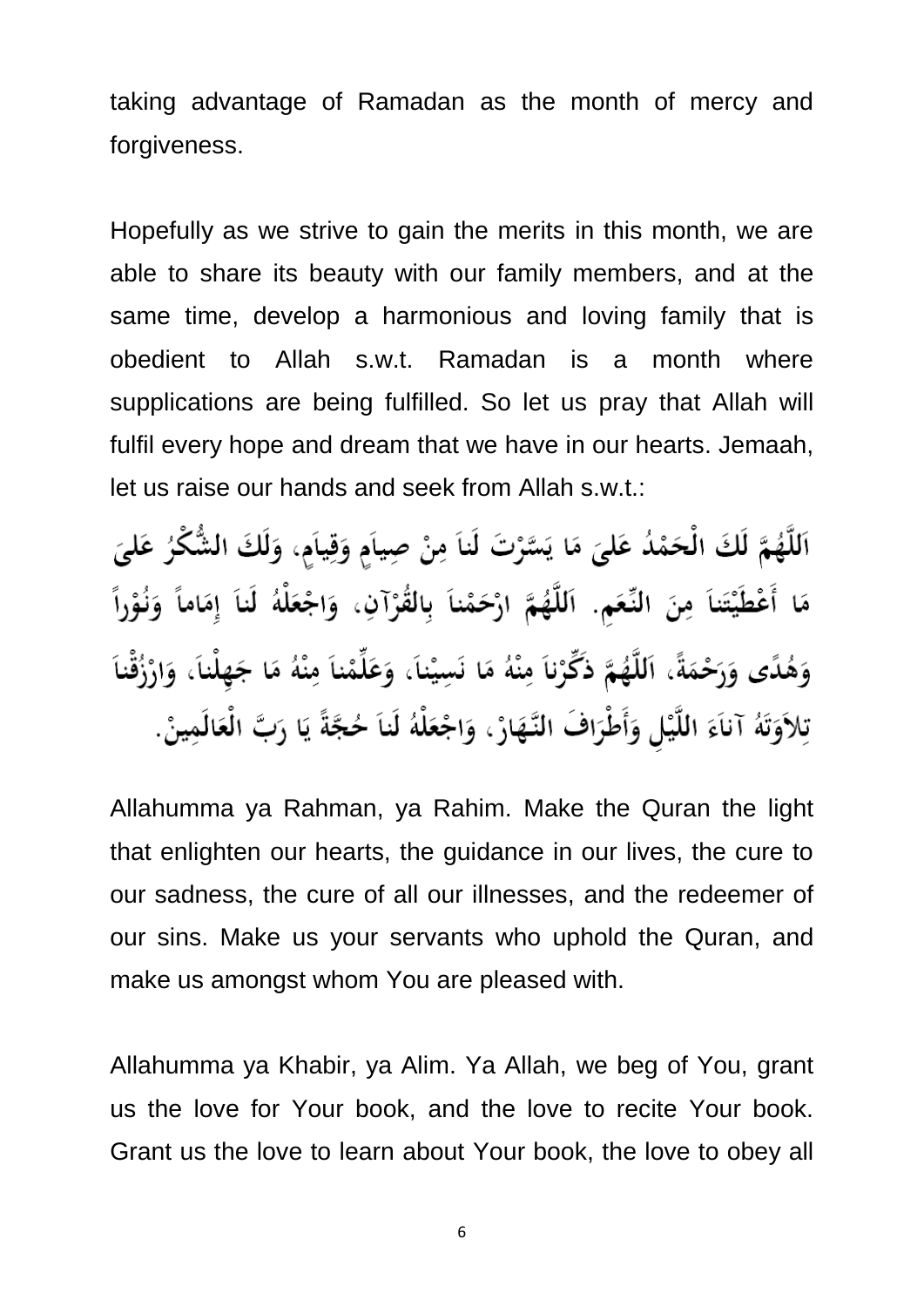taking advantage of Ramadan as the month of mercy and forgiveness.

Hopefully as we strive to gain the merits in this month, we are able to share its beauty with our family members, and at the same time, develop a harmonious and loving family that is obedient to Allah s.w.t. Ramadan is a month where supplications are being fulfilled. So let us pray that Allah will fulfil every hope and dream that we have in our hearts. Jemaah, let us raise our hands and seek from Allah s.w.t.:

اَللَّهُمَّ لَكَ الْحَمْدُ عَلىَ مَا يَسَّرْتَ لَناَ مِنْ صِيامٍ وَقِيَامٍ، وَلَكَ الشُّكْرُ عَلىَ مَا أَعْطَيْتَناَ مِنَ النِّعَمِ. اَللَّهُمَّ ارْحَمْناَ بِالقُرْآنِ، وَاجْعَلْهُ لَناَ إِمَاماً وَنُوْراً وَهُدًى وَرَحْمَةً، اَللَّهُمَّ ذَكِّرْناَ مِنْهُ مَا نَسِيْناَ، وَعَلِّمْناَ مِنْهُ مَا جَهِلْناَ، وَارْزُقْناَ تِلاَوَتَهُ آناَءَ اللَّيْلِ وَأَطْرَافَ النَّهَارْ، وَاجْعَلْهُ لَناَ حُجَّةً يَا رَبَّ الْعَالَمِينْ.

Allahumma ya Rahman, ya Rahim. Make the Quran the light that enlighten our hearts, the guidance in our lives, the cure to our sadness, the cure of all our illnesses, and the redeemer of our sins. Make us your servants who uphold the Quran, and make us amongst whom You are pleased with.

Allahumma ya Khabir, ya Alim. Ya Allah, we beg of You, grant us the love for Your book, and the love to recite Your book. Grant us the love to learn about Your book, the love to obey all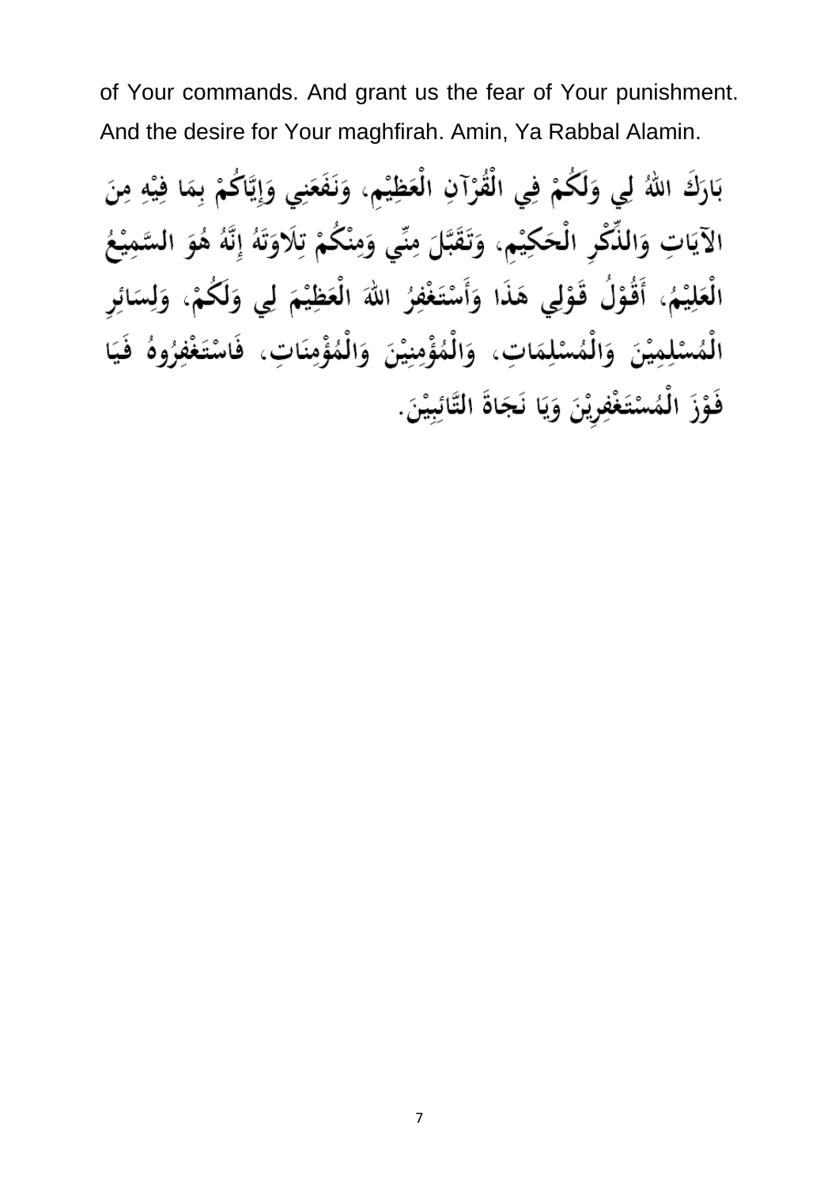of Your commands. And grant us the fear of Your punishment. And the desire for Your maghfirah. Amin, Ya Rabbal Alamin.

بَارَكَ اللهُ لِي وَلَكُمْ فِي الْقُرْآنِ الْعَظِيْمِ، وَنَفَعَنِي وَإِيَّاكُمْ بِمَا فِيْهِ مِنَ الآيَاتِ وَالذِّكْرِ الْحَكِيْمِ، وَتَقَبَّلَ مِنِّي وَمِنْكُمْ تِلَاوَتَهُ إِنَّهُ هُوَ السَّمِيْعُ الْعَلِيْمُ، أَقُوْلُ قَوْلِي هَذَا وَأَسْتَغْفِرُ اللهَ الْعَظِيْمَ لِي وَلَكُمْ، وَلِسَائِرِ الْمُسْلِمِيْنَ وَالْمُسْلِمَاتِ، وَالْمُؤْمِنِيْنَ وَالْمُؤْمِنَاتِ، فَاسْتَغْفِرُوهُ فَيَا فَوْزَ الْمُسْتَغْفِرِيْنَ وَيَا نَجَاةَ التَّائِبِيْنَ.